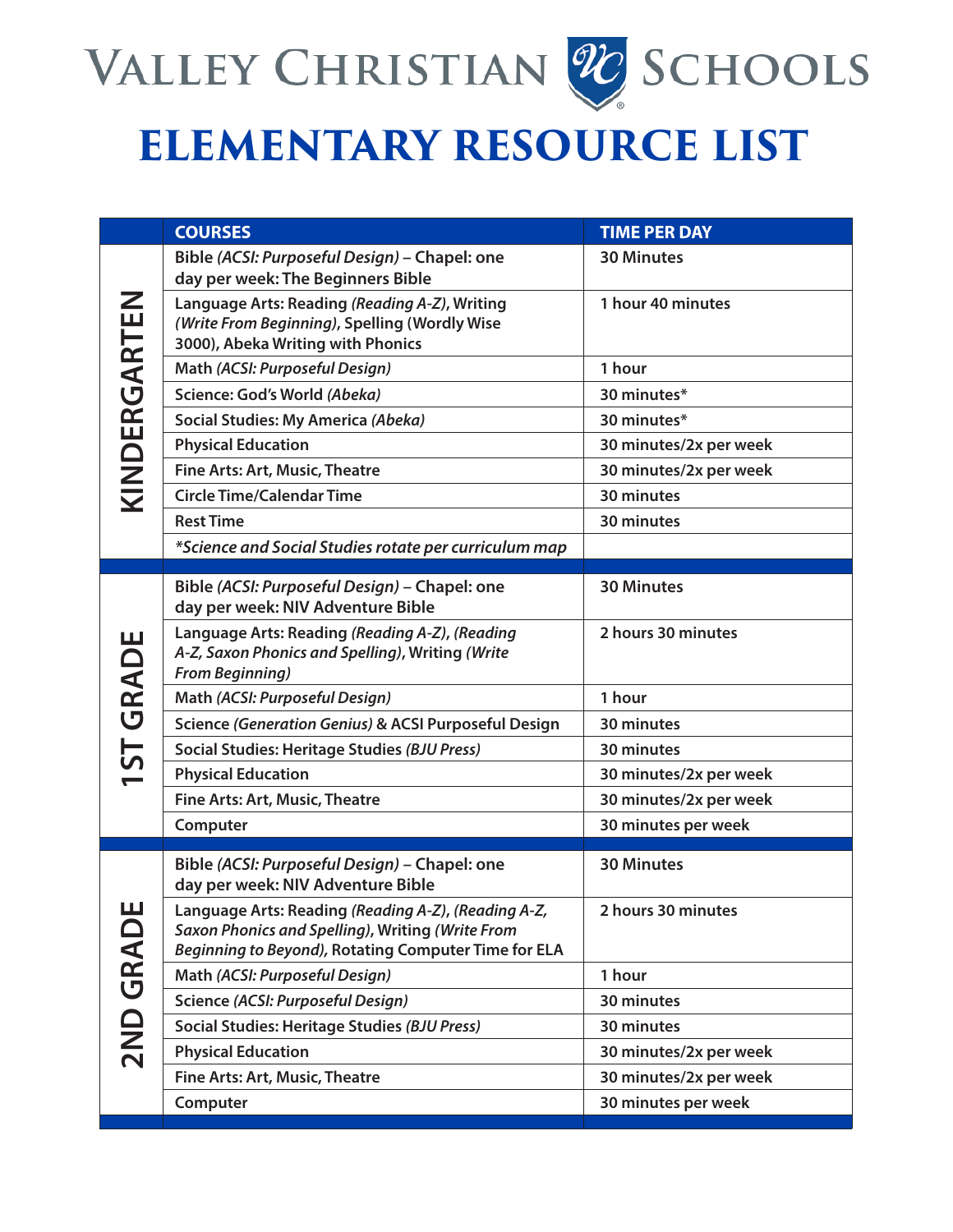# Valley Christian Schools

## ELEMENTARY RESOURCE LIST

| | COURSES | TIME PER DAY |
|---|---|---|
| **KINDERGARTEN** | Bible *(ACSI: Purposeful Design)* – Chapel: one day per week: The Beginners Bible | 30 Minutes |
| | Language Arts: Reading *(Reading A-Z)*, Writing *(Write From Beginning)*, Spelling (Wordly Wise 3000), Abeka Writing with Phonics | 1 hour 40 minutes |
| | Math *(ACSI: Purposeful Design)* | 1 hour |
| | Science: God's World *(Abeka)* | 30 minutes* |
| | Social Studies: My America *(Abeka)* | 30 minutes* |
| | Physical Education | 30 minutes/2x per week |
| | Fine Arts: Art, Music, Theatre | 30 minutes/2x per week |
| | Circle Time/Calendar Time | 30 minutes |
| | Rest Time | 30 minutes |
| | *\*Science and Social Studies rotate per curriculum map* | |
| **1ST GRADE** | Bible *(ACSI: Purposeful Design)* – Chapel: one day per week: NIV Adventure Bible | 30 Minutes |
| | Language Arts: Reading *(Reading A-Z), (Reading A-Z, Saxon Phonics and Spelling)*, Writing *(Write From Beginning)* | 2 hours 30 minutes |
| | Math *(ACSI: Purposeful Design)* | 1 hour |
| | Science *(Generation Genius)* & ACSI Purposeful Design | 30 minutes |
| | Social Studies: Heritage Studies *(BJU Press)* | 30 minutes |
| | Physical Education | 30 minutes/2x per week |
| | Fine Arts: Art, Music, Theatre | 30 minutes/2x per week |
| | Computer | 30 minutes per week |
| **2ND GRADE** | Bible *(ACSI: Purposeful Design)* – Chapel: one day per week: NIV Adventure Bible | 30 Minutes |
| | Language Arts: Reading *(Reading A-Z), (Reading A-Z, Saxon Phonics and Spelling)*, Writing *(Write From Beginning to Beyond)*, Rotating Computer Time for ELA | 2 hours 30 minutes |
| | Math *(ACSI: Purposeful Design)* | 1 hour |
| | Science *(ACSI: Purposeful Design)* | 30 minutes |
| | Social Studies: Heritage Studies *(BJU Press)* | 30 minutes |
| | Physical Education | 30 minutes/2x per week |
| | Fine Arts: Art, Music, Theatre | 30 minutes/2x per week |
| | Computer | 30 minutes per week |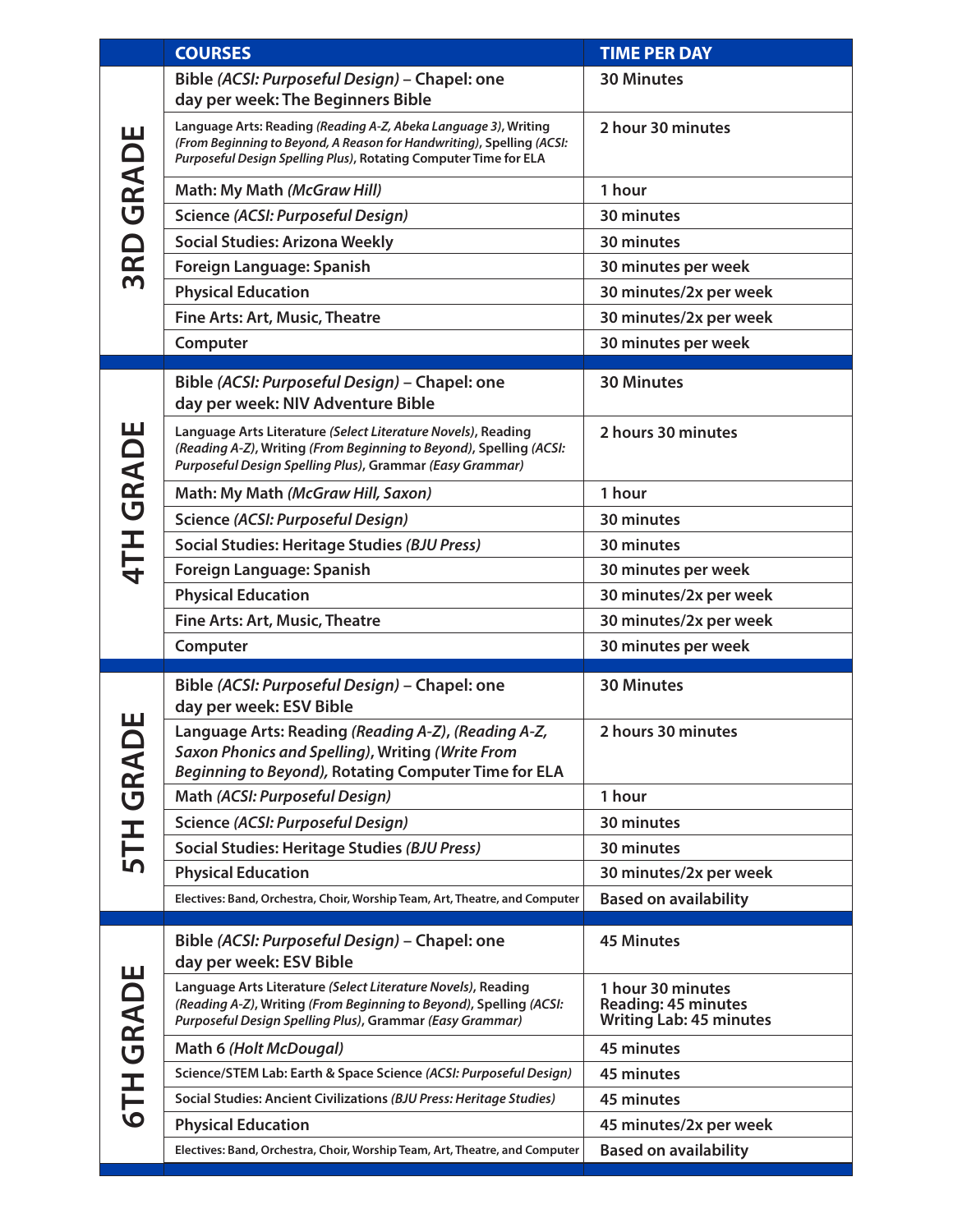| | COURSES | TIME PER DAY |
|---|---|---|
| 3RD GRADE | Bible *(ACSI: Purposeful Design)* – Chapel: one day per week: The Beginners Bible | 30 Minutes |
| | Language Arts: Reading *(Reading A-Z, Abeka Language 3)*, Writing *(From Beginning to Beyond, A Reason for Handwriting)*, Spelling *(ACSI: Purposeful Design Spelling Plus)*, Rotating Computer Time for ELA | 2 hour 30 minutes |
| | Math: My Math *(McGraw Hill)* | 1 hour |
| | Science *(ACSI: Purposeful Design)* | 30 minutes |
| | Social Studies: Arizona Weekly | 30 minutes |
| | Foreign Language: Spanish | 30 minutes per week |
| | Physical Education | 30 minutes/2x per week |
| | Fine Arts: Art, Music, Theatre | 30 minutes/2x per week |
| | Computer | 30 minutes per week |
| 4TH GRADE | Bible *(ACSI: Purposeful Design)* – Chapel: one day per week: NIV Adventure Bible | 30 Minutes |
| | Language Arts Literature *(Select Literature Novels)*, Reading *(Reading A-Z)*, Writing *(From Beginning to Beyond)*, Spelling *(ACSI: Purposeful Design Spelling Plus)*, Grammar *(Easy Grammar)* | 2 hours 30 minutes |
| | Math: My Math *(McGraw Hill, Saxon)* | 1 hour |
| | Science *(ACSI: Purposeful Design)* | 30 minutes |
| | Social Studies: Heritage Studies *(BJU Press)* | 30 minutes |
| | Foreign Language: Spanish | 30 minutes per week |
| | Physical Education | 30 minutes/2x per week |
| | Fine Arts: Art, Music, Theatre | 30 minutes/2x per week |
| | Computer | 30 minutes per week |
| 5TH GRADE | Bible *(ACSI: Purposeful Design)* – Chapel: one day per week: ESV Bible | 30 Minutes |
| | Language Arts: Reading *(Reading A-Z)*, *(Reading A-Z, Saxon Phonics and Spelling)*, Writing *(Write From Beginning to Beyond)*, Rotating Computer Time for ELA | 2 hours 30 minutes |
| | Math *(ACSI: Purposeful Design)* | 1 hour |
| | Science *(ACSI: Purposeful Design)* | 30 minutes |
| | Social Studies: Heritage Studies *(BJU Press)* | 30 minutes |
| | Physical Education | 30 minutes/2x per week |
| | Electives: Band, Orchestra, Choir, Worship Team, Art, Theatre, and Computer | Based on availability |
| 6TH GRADE | Bible *(ACSI: Purposeful Design)* – Chapel: one day per week: ESV Bible | 45 Minutes |
| | Language Arts Literature *(Select Literature Novels)*, Reading *(Reading A-Z)*, Writing *(From Beginning to Beyond)*, Spelling *(ACSI: Purposeful Design Spelling Plus)*, Grammar *(Easy Grammar)* | 1 hour 30 minutes<br>Reading: 45 minutes<br>Writing Lab: 45 minutes |
| | Math 6 *(Holt McDougal)* | 45 minutes |
| | Science/STEM Lab: Earth & Space Science *(ACSI: Purposeful Design)* | 45 minutes |
| | Social Studies: Ancient Civilizations *(BJU Press: Heritage Studies)* | 45 minutes |
| | Physical Education | 45 minutes/2x per week |
| | Electives: Band, Orchestra, Choir, Worship Team, Art, Theatre, and Computer | Based on availability |